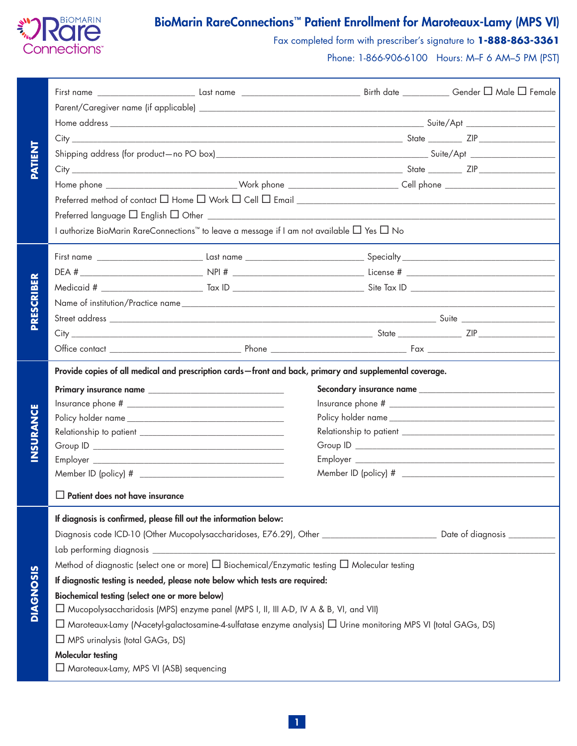# BioMarin RareConnections™ Patient Enrollment for Maroteaux-Lamy (MPS VI)

Fax completed form with prescriber's signature to **1-888-863-3361**

Phone: 1-866-906-6100 Hours: M–F 6 AM–5 PM (PST)

## PATIENT

First name ____________ Last name ____________ Birth date ________ Gender ☐ Male ☐ Female

Parent/Caregiver name (if applicable) ____________

Home address ____________ Suite/Apt ________

City ____________ State ______ ZIP ________

Shipping address (for product—no PO box) ____________ Suite/Apt ________

City ____________ State ______ ZIP ________

Home phone ____________ Work phone ____________ Cell phone ____________

Preferred method of contact ☐ Home ☐ Work ☐ Cell ☐ Email ____________

Preferred language ☐ English ☐ Other ____________

I authorize BioMarin RareConnections™ to leave a message if I am not available ☐ Yes ☐ No

## PRESCRIBER

First name ____________ Last name ____________ Specialty ____________

DEA # ____________ NPI # ____________ License # ____________

Medicaid # ____________ Tax ID ____________ Site Tax ID ____________

Name of institution/Practice name ____________

Street address ____________ Suite ________

City ____________ State ______ ZIP ________

Office contact ____________ Phone ____________ Fax ____________

## INSURANCE

**Provide copies of all medical and prescription cards—front and back, primary and supplemental coverage.**

**Primary insurance name** ____________

Insurance phone # ____________

Policy holder name ____________

Relationship to patient ____________

Group ID ____________

Employer ____________

Member ID (policy) # ____________

**Secondary insurance name** ____________

Insurance phone # ____________

Policy holder name ____________

Relationship to patient ____________

Group ID ____________

Employer ____________

Member ID (policy) # ____________

☐ **Patient does not have insurance**

## DIAGNOSIS

**If diagnosis is confirmed, please fill out the information below:**

Diagnosis code ICD-10 (Other Mucopolysaccharidoses, E76.29), Other ____________ Date of diagnosis ________

Lab performing diagnosis ____________

Method of diagnostic (select one or more) ☐ Biochemical/Enzymatic testing ☐ Molecular testing

**If diagnostic testing is needed, please note below which tests are required:**

**Biochemical testing (select one or more below)**

☐ Mucopolysaccharidosis (MPS) enzyme panel (MPS I, II, III A-D, IV A & B, VI, and VII)

☐ Maroteaux-Lamy (*N*-acetyl-galactosamine-4-sulfatase enzyme analysis) ☐ Urine monitoring MPS VI (total GAGs, DS)

☐ MPS urinalysis (total GAGs, DS)

**Molecular testing**

☐ Maroteaux-Lamy, MPS VI (ASB) sequencing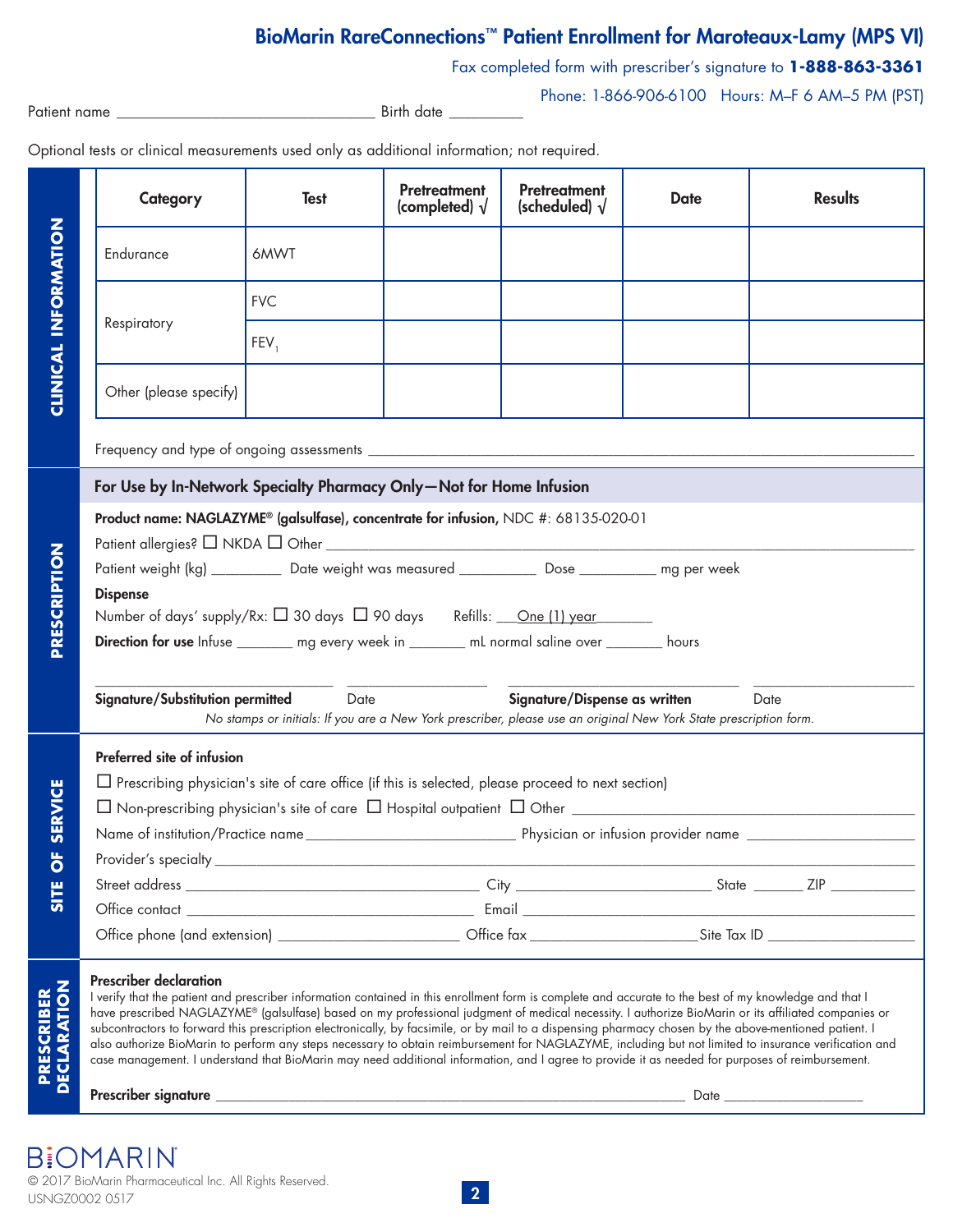# BioMarin RareConnections™ Patient Enrollment for Maroteaux-Lamy (MPS VI)

Fax completed form with prescriber's signature to **1-888-863-3361**

Phone: 1-866-906-6100 Hours: M–F 6 AM–5 PM (PST)

Patient name ______________________________ Birth date _________

Optional tests or clinical measurements used only as additional information; not required.

## CLINICAL INFORMATION

| Category | Test | Pretreatment (completed) √ | Pretreatment (scheduled) √ | Date | Results |
|---|---|---|---|---|---|
| Endurance | 6MWT | | | | |
| Respiratory | FVC | | | | |
| | $FEV_1$ | | | | |
| Other (please specify) | | | | | |

Frequency and type of ongoing assessments ______________________________

## PRESCRIPTION

**For Use by In-Network Specialty Pharmacy Only—Not for Home Infusion**

**Product name: NAGLAZYME® (galsulfase), concentrate for infusion,** NDC #: 68135-020-01

Patient allergies? ☐ NKDA ☐ Other ______________________________

Patient weight (kg) _________ Date weight was measured __________ Dose __________ mg per week

**Dispense**

Number of days' supply/Rx: ☐ 30 days ☐ 90 days Refills: ___One (1) year_______

**Direction for use** Infuse _______ mg every week in _______ mL normal saline over _______ hours

______________________________ __________________ ______________________________ __________________

**Signature/Substitution permitted** Date **Signature/Dispense as written** Date

*No stamps or initials: If you are a New York prescriber, please use an original New York State prescription form.*

## SITE OF SERVICE

**Preferred site of infusion**

☐ Prescribing physician's site of care office (if this is selected, please proceed to next section)

☐ Non-prescribing physician's site of care ☐ Hospital outpatient ☐ Other ______________________________

Name of institution/Practice name __________________________ Physician or infusion provider name ____________________

Provider's specialty ______________________________

Street address ______________________________ City ______________________ State ______ ZIP __________

Office contact ______________________________ Email ______________________________

Office phone (and extension) ______________________ Office fax ____________________ Site Tax ID __________________

## PRESCRIBER DECLARATION

**Prescriber declaration**

I verify that the patient and prescriber information contained in this enrollment form is complete and accurate to the best of my knowledge and that I have prescribed NAGLAZYME® (galsulfase) based on my professional judgment of medical necessity. I authorize BioMarin or its affiliated companies or subcontractors to forward this prescription electronically, by facsimile, or by mail to a dispensing pharmacy chosen by the above-mentioned patient. I also authorize BioMarin to perform any steps necessary to obtain reimbursement for NAGLAZYME, including but not limited to insurance verification and case management. I understand that BioMarin may need additional information, and I agree to provide it as needed for purposes of reimbursement.

**Prescriber signature** ______________________________________________ Date __________________

BIOMARIN®

© 2017 BioMarin Pharmaceutical Inc. All Rights Reserved.
USNGZ0002 0517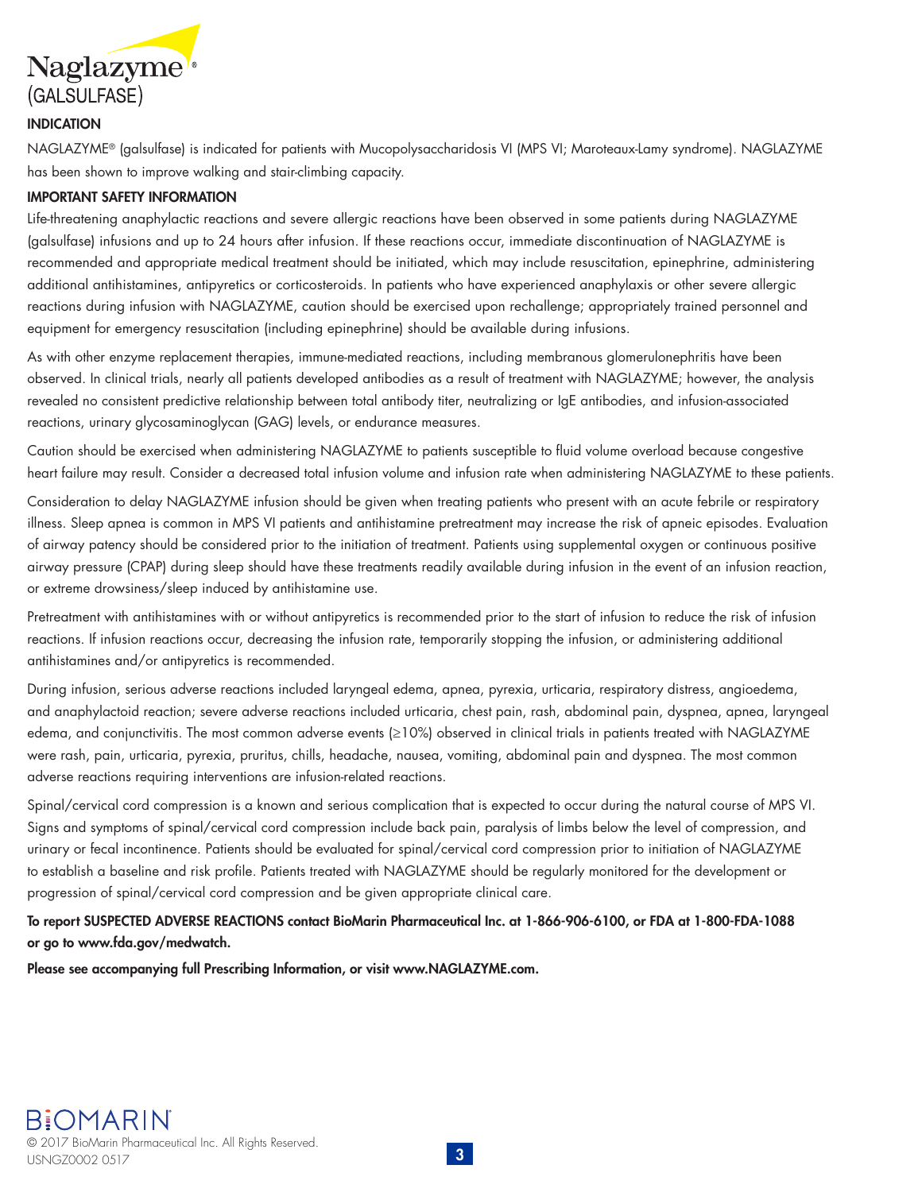# Naglazyme®
(GALSULFASE)

## INDICATION

NAGLAZYME® (galsulfase) is indicated for patients with Mucopolysaccharidosis VI (MPS VI; Maroteaux-Lamy syndrome). NAGLAZYME has been shown to improve walking and stair-climbing capacity.

## IMPORTANT SAFETY INFORMATION

Life-threatening anaphylactic reactions and severe allergic reactions have been observed in some patients during NAGLAZYME (galsulfase) infusions and up to 24 hours after infusion. If these reactions occur, immediate discontinuation of NAGLAZYME is recommended and appropriate medical treatment should be initiated, which may include resuscitation, epinephrine, administering additional antihistamines, antipyretics or corticosteroids. In patients who have experienced anaphylaxis or other severe allergic reactions during infusion with NAGLAZYME, caution should be exercised upon rechallenge; appropriately trained personnel and equipment for emergency resuscitation (including epinephrine) should be available during infusions.

As with other enzyme replacement therapies, immune-mediated reactions, including membranous glomerulonephritis have been observed. In clinical trials, nearly all patients developed antibodies as a result of treatment with NAGLAZYME; however, the analysis revealed no consistent predictive relationship between total antibody titer, neutralizing or IgE antibodies, and infusion-associated reactions, urinary glycosaminoglycan (GAG) levels, or endurance measures.

Caution should be exercised when administering NAGLAZYME to patients susceptible to fluid volume overload because congestive heart failure may result. Consider a decreased total infusion volume and infusion rate when administering NAGLAZYME to these patients.

Consideration to delay NAGLAZYME infusion should be given when treating patients who present with an acute febrile or respiratory illness. Sleep apnea is common in MPS VI patients and antihistamine pretreatment may increase the risk of apneic episodes. Evaluation of airway patency should be considered prior to the initiation of treatment. Patients using supplemental oxygen or continuous positive airway pressure (CPAP) during sleep should have these treatments readily available during infusion in the event of an infusion reaction, or extreme drowsiness/sleep induced by antihistamine use.

Pretreatment with antihistamines with or without antipyretics is recommended prior to the start of infusion to reduce the risk of infusion reactions. If infusion reactions occur, decreasing the infusion rate, temporarily stopping the infusion, or administering additional antihistamines and/or antipyretics is recommended.

During infusion, serious adverse reactions included laryngeal edema, apnea, pyrexia, urticaria, respiratory distress, angioedema, and anaphylactoid reaction; severe adverse reactions included urticaria, chest pain, rash, abdominal pain, dyspnea, apnea, laryngeal edema, and conjunctivitis. The most common adverse events (≥10%) observed in clinical trials in patients treated with NAGLAZYME were rash, pain, urticaria, pyrexia, pruritus, chills, headache, nausea, vomiting, abdominal pain and dyspnea. The most common adverse reactions requiring interventions are infusion-related reactions.

Spinal/cervical cord compression is a known and serious complication that is expected to occur during the natural course of MPS VI. Signs and symptoms of spinal/cervical cord compression include back pain, paralysis of limbs below the level of compression, and urinary or fecal incontinence. Patients should be evaluated for spinal/cervical cord compression prior to initiation of NAGLAZYME to establish a baseline and risk profile. Patients treated with NAGLAZYME should be regularly monitored for the development or progression of spinal/cervical cord compression and be given appropriate clinical care.

**To report SUSPECTED ADVERSE REACTIONS contact BioMarin Pharmaceutical Inc. at 1-866-906-6100, or FDA at 1-800-FDA-1088 or go to www.fda.gov/medwatch.**

**Please see accompanying full Prescribing Information, or visit www.NAGLAZYME.com.**

BIOMARIN®

© 2017 BioMarin Pharmaceutical Inc. All Rights Reserved.
USNGZ0002 0517